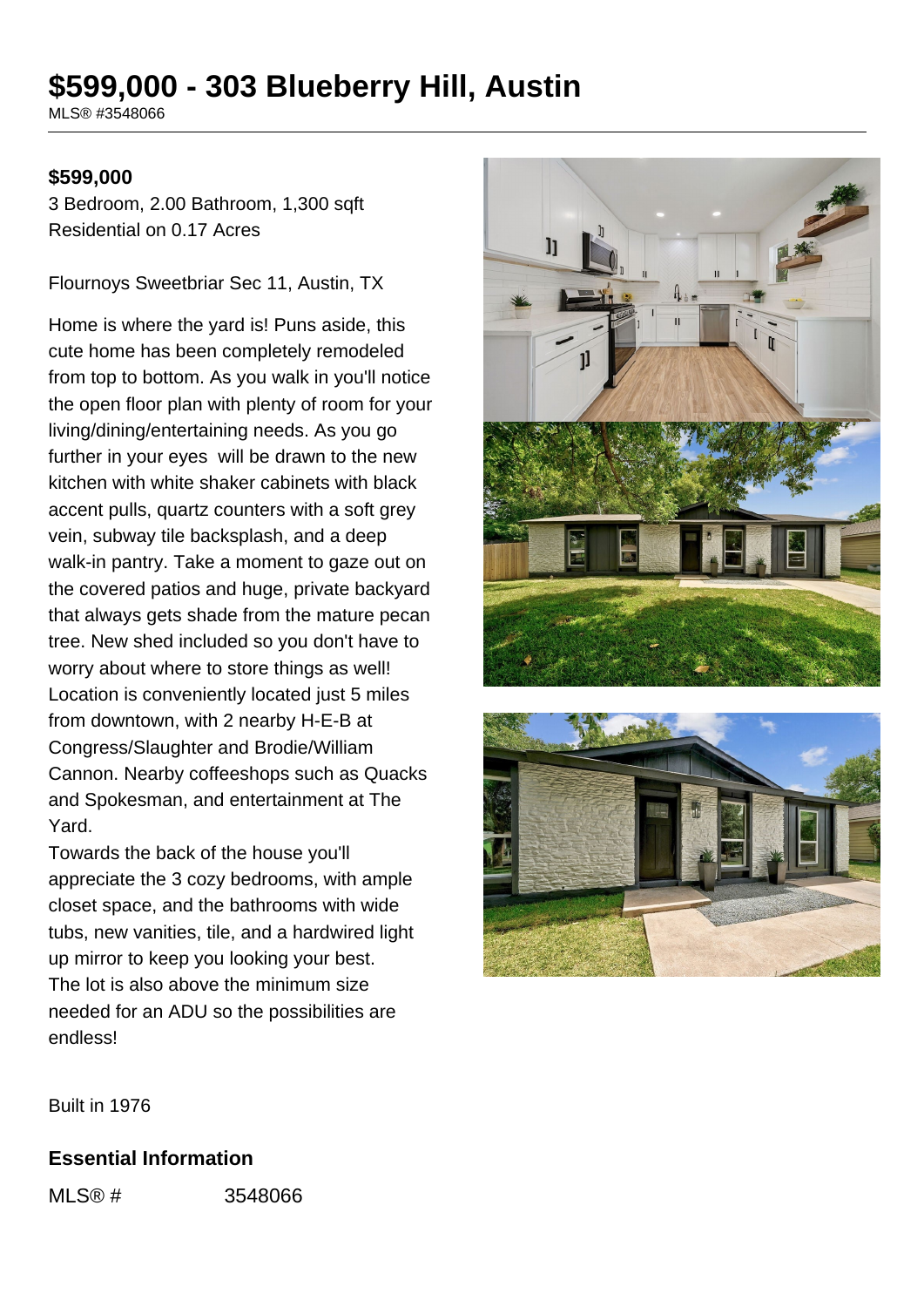# $599,000 - 303 Blueberry Hill, Austin

MLS® #3548066

**$599,000**

3 Bedroom, 2.00 Bathroom, 1,300 sqft
Residential on 0.17 Acres

Flournoys Sweetbriar Sec 11, Austin, TX

Home is where the yard is! Puns aside, this cute home has been completely remodeled from top to bottom. As you walk in you'll notice the open floor plan with plenty of room for your living/dining/entertaining needs. As you go further in your eyes will be drawn to the new kitchen with white shaker cabinets with black accent pulls, quartz counters with a soft grey vein, subway tile backsplash, and a deep walk-in pantry. Take a moment to gaze out on the covered patios and huge, private backyard that always gets shade from the mature pecan tree. New shed included so you don't have to worry about where to store things as well! Location is conveniently located just 5 miles from downtown, with 2 nearby H-E-B at Congress/Slaughter and Brodie/William Cannon. Nearby coffeeshops such as Quacks and Spokesman, and entertainment at The Yard.
Towards the back of the house you'll appreciate the 3 cozy bedrooms, with ample closet space, and the bathrooms with wide tubs, new vanities, tile, and a hardwired light up mirror to keep you looking your best.
The lot is also above the minimum size needed for an ADU so the possibilities are endless!

Built in 1976

## Essential Information

| | |
|---|---|
| MLS® # | 3548066 |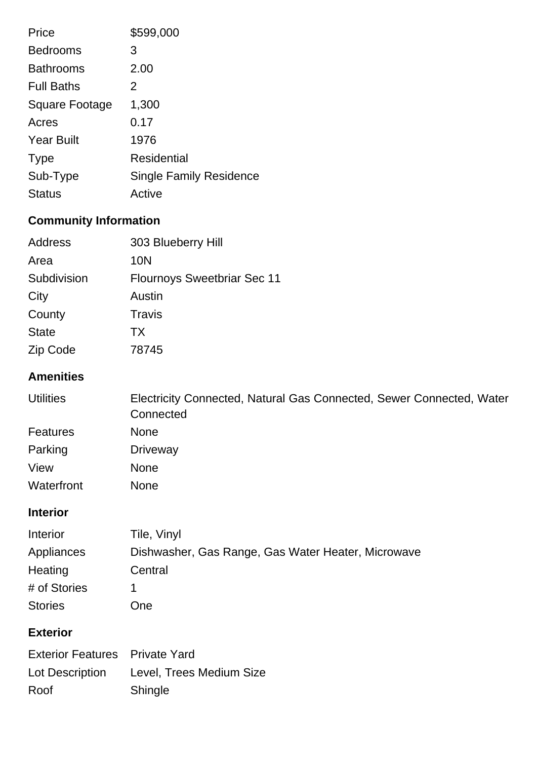| | |
|---|---|
| Price | $599,000 |
| Bedrooms | 3 |
| Bathrooms | 2.00 |
| Full Baths | 2 |
| Square Footage | 1,300 |
| Acres | 0.17 |
| Year Built | 1976 |
| Type | Residential |
| Sub-Type | Single Family Residence |
| Status | Active |

## Community Information

| | |
|---|---|
| Address | 303 Blueberry Hill |
| Area | 10N |
| Subdivision | Flournoys Sweetbriar Sec 11 |
| City | Austin |
| County | Travis |
| State | TX |
| Zip Code | 78745 |

## Amenities

| | |
|---|---|
| Utilities | Electricity Connected, Natural Gas Connected, Sewer Connected, Water Connected |
| Features | None |
| Parking | Driveway |
| View | None |
| Waterfront | None |

## Interior

| | |
|---|---|
| Interior | Tile, Vinyl |
| Appliances | Dishwasher, Gas Range, Gas Water Heater, Microwave |
| Heating | Central |
| # of Stories | 1 |
| Stories | One |

## Exterior

| | |
|---|---|
| Exterior Features | Private Yard |
| Lot Description | Level, Trees Medium Size |
| Roof | Shingle |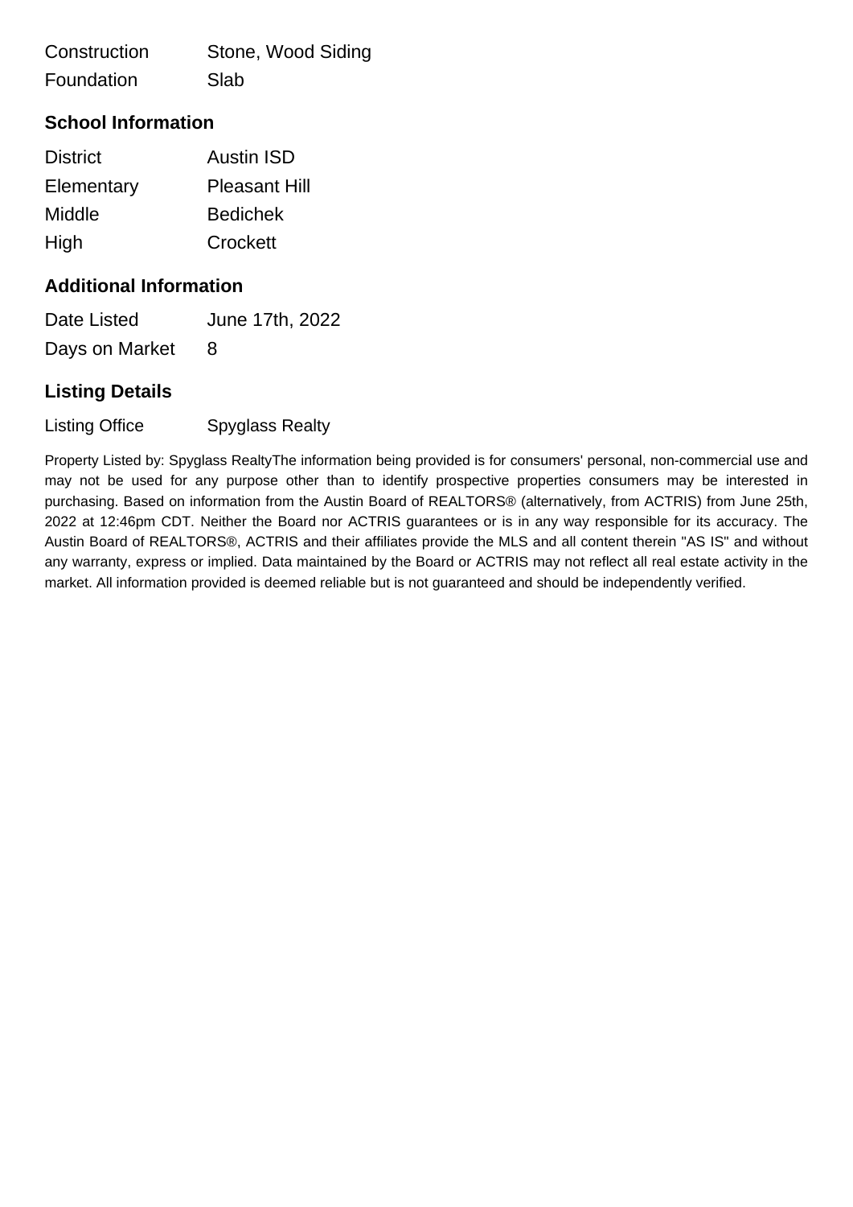| | |
|---|---|
| Construction | Stone, Wood Siding |
| Foundation | Slab |

### School Information

| | |
|---|---|
| District | Austin ISD |
| Elementary | Pleasant Hill |
| Middle | Bedichek |
| High | Crockett |

### Additional Information

| | |
|---|---|
| Date Listed | June 17th, 2022 |
| Days on Market | 8 |

### Listing Details

| | |
|---|---|
| Listing Office | Spyglass Realty |

Property Listed by: Spyglass RealtyThe information being provided is for consumers' personal, non-commercial use and may not be used for any purpose other than to identify prospective properties consumers may be interested in purchasing. Based on information from the Austin Board of REALTORS® (alternatively, from ACTRIS) from June 25th, 2022 at 12:46pm CDT. Neither the Board nor ACTRIS guarantees or is in any way responsible for its accuracy. The Austin Board of REALTORS®, ACTRIS and their affiliates provide the MLS and all content therein "AS IS" and without any warranty, express or implied. Data maintained by the Board or ACTRIS may not reflect all real estate activity in the market. All information provided is deemed reliable but is not guaranteed and should be independently verified.